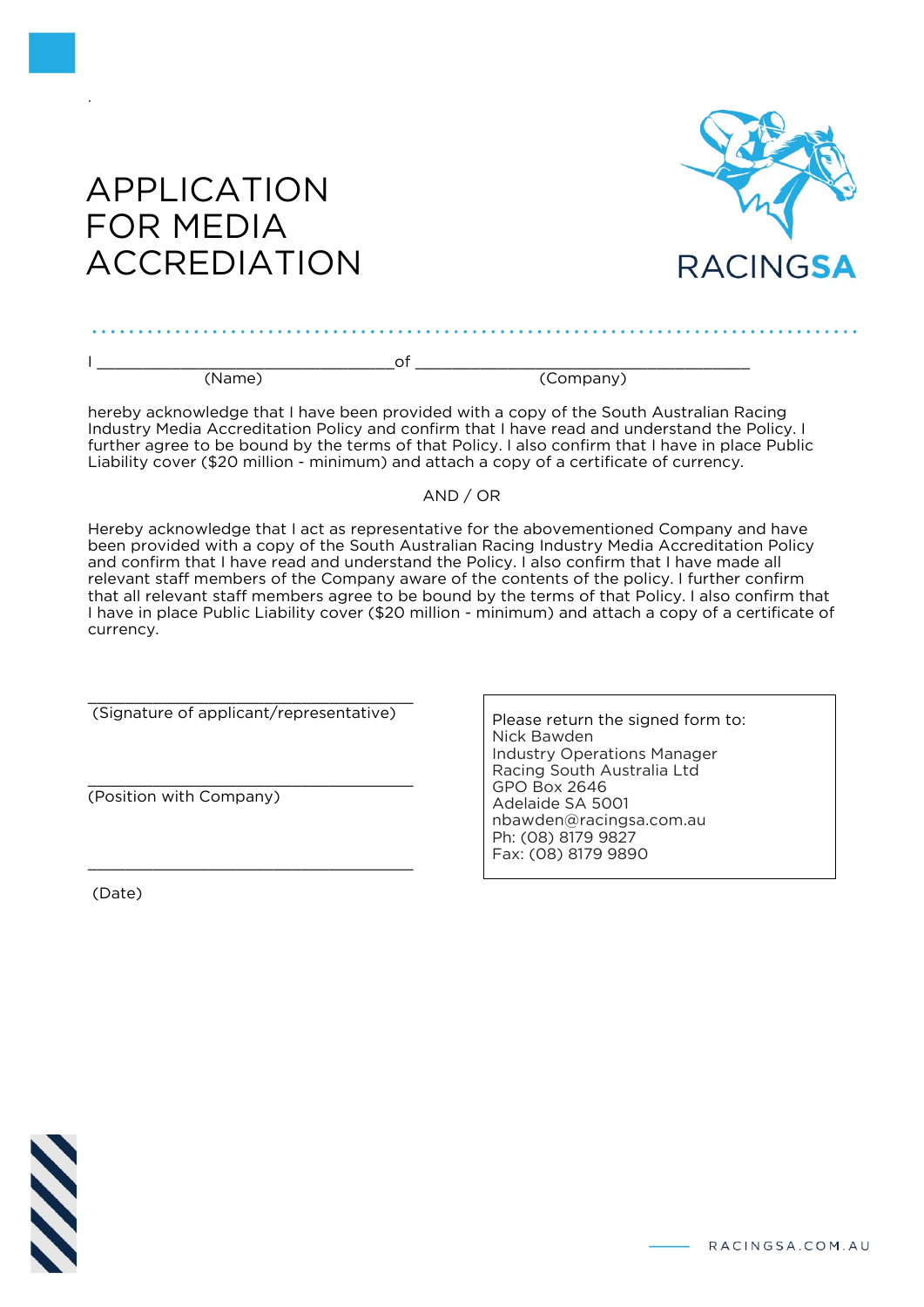# APPLICATION FOR MEDIA ACCREDIATION

RACINGSA

I ________________________________ of ____________________________________
(Name) (Company)

hereby acknowledge that I have been provided with a copy of the South Australian Racing Industry Media Accreditation Policy and confirm that I have read and understand the Policy. I further agree to be bound by the terms of that Policy. I also confirm that I have in place Public Liability cover ($20 million - minimum) and attach a copy of a certificate of currency.

AND / OR

Hereby acknowledge that I act as representative for the abovementioned Company and have been provided with a copy of the South Australian Racing Industry Media Accreditation Policy and confirm that I have read and understand the Policy. I also confirm that I have made all relevant staff members of the Company aware of the contents of the policy. I further confirm that all relevant staff members agree to be bound by the terms of that Policy. I also confirm that I have in place Public Liability cover ($20 million - minimum) and attach a copy of a certificate of currency.

____________________________________
(Signature of applicant/representative)

____________________________________
(Position with Company)

____________________________________
(Date)

Please return the signed form to:
Nick Bawden
Industry Operations Manager
Racing South Australia Ltd
GPO Box 2646
Adelaide SA 5001
nbawden@racingsa.com.au
Ph: (08) 8179 9827
Fax: (08) 8179 9890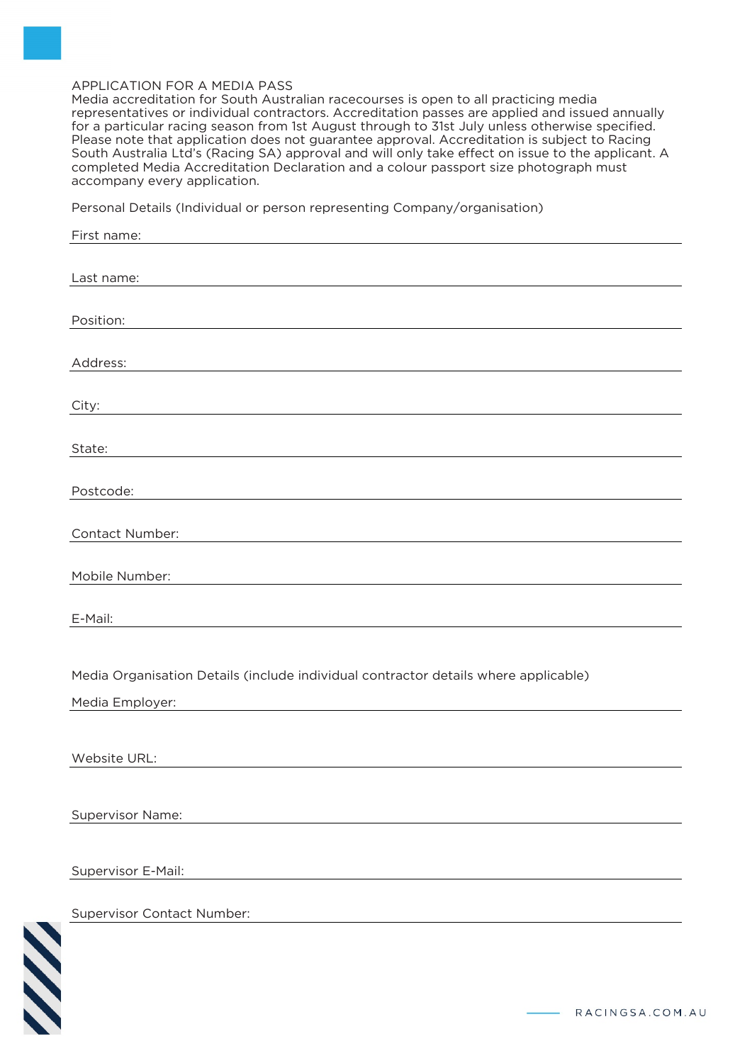# APPLICATION FOR A MEDIA PASS

Media accreditation for South Australian racecourses is open to all practicing media representatives or individual contractors. Accreditation passes are applied and issued annually for a particular racing season from 1st August through to 31st July unless otherwise specified. Please note that application does not guarantee approval. Accreditation is subject to Racing South Australia Ltd's (Racing SA) approval and will only take effect on issue to the applicant. A completed Media Accreditation Declaration and a colour passport size photograph must accompany every application.

## Personal Details (Individual or person representing Company/organisation)

First name: ______________________________

Last name: ______________________________

Position: ______________________________

Address: ______________________________

City: ______________________________

State: ______________________________

Postcode: ______________________________

Contact Number: ______________________________

Mobile Number: ______________________________

E-Mail: ______________________________

## Media Organisation Details (include individual contractor details where applicable)

Media Employer: ______________________________

Website URL: ______________________________

Supervisor Name: ______________________________

Supervisor E-Mail: ______________________________

Supervisor Contact Number: ______________________________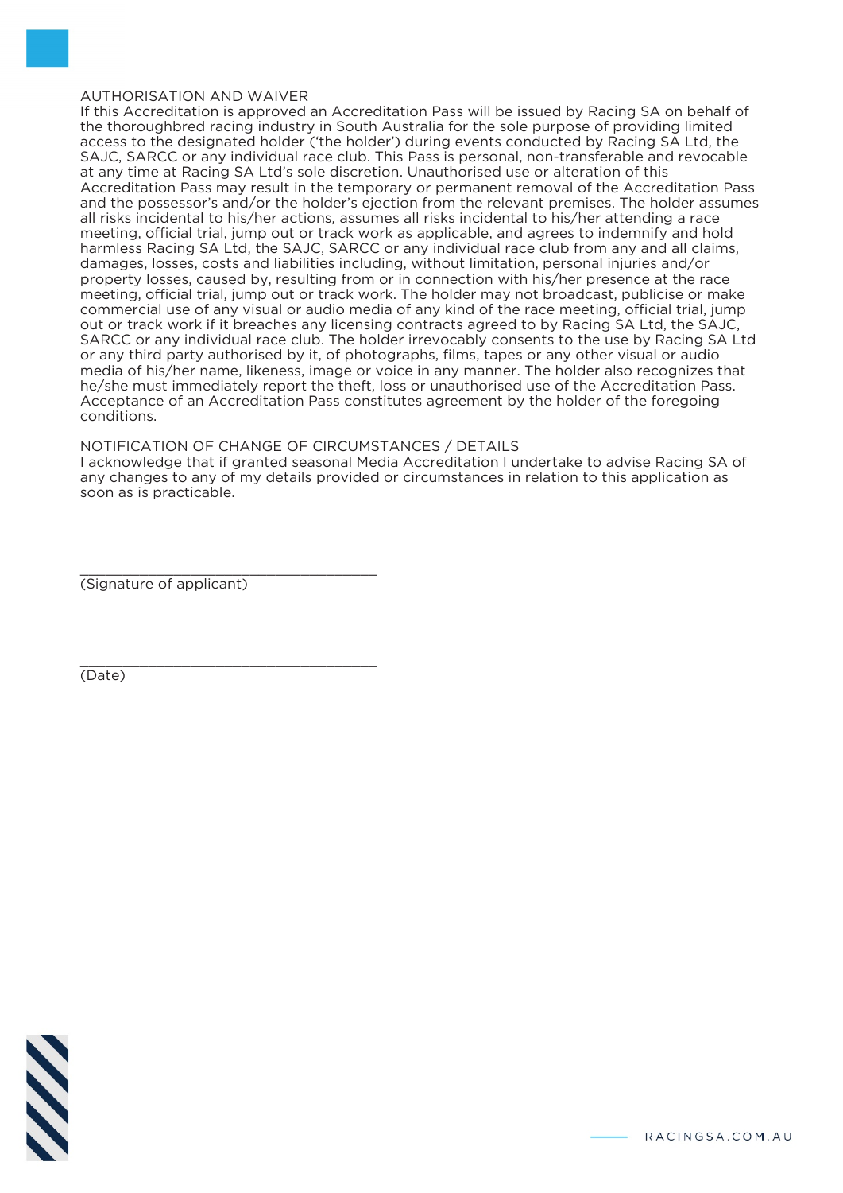## AUTHORISATION AND WAIVER

If this Accreditation is approved an Accreditation Pass will be issued by Racing SA on behalf of the thoroughbred racing industry in South Australia for the sole purpose of providing limited access to the designated holder ('the holder') during events conducted by Racing SA Ltd, the SAJC, SARCC or any individual race club. This Pass is personal, non-transferable and revocable at any time at Racing SA Ltd's sole discretion. Unauthorised use or alteration of this Accreditation Pass may result in the temporary or permanent removal of the Accreditation Pass and the possessor's and/or the holder's ejection from the relevant premises. The holder assumes all risks incidental to his/her actions, assumes all risks incidental to his/her attending a race meeting, official trial, jump out or track work as applicable, and agrees to indemnify and hold harmless Racing SA Ltd, the SAJC, SARCC or any individual race club from any and all claims, damages, losses, costs and liabilities including, without limitation, personal injuries and/or property losses, caused by, resulting from or in connection with his/her presence at the race meeting, official trial, jump out or track work. The holder may not broadcast, publicise or make commercial use of any visual or audio media of any kind of the race meeting, official trial, jump out or track work if it breaches any licensing contracts agreed to by Racing SA Ltd, the SAJC, SARCC or any individual race club. The holder irrevocably consents to the use by Racing SA Ltd or any third party authorised by it, of photographs, films, tapes or any other visual or audio media of his/her name, likeness, image or voice in any manner. The holder also recognizes that he/she must immediately report the theft, loss or unauthorised use of the Accreditation Pass. Acceptance of an Accreditation Pass constitutes agreement by the holder of the foregoing conditions.

## NOTIFICATION OF CHANGE OF CIRCUMSTANCES / DETAILS

I acknowledge that if granted seasonal Media Accreditation I undertake to advise Racing SA of any changes to any of my details provided or circumstances in relation to this application as soon as is practicable.

\_\_\_\_\_\_\_\_\_\_\_\_\_\_\_\_\_\_\_\_\_\_\_\_\_\_\_\_\_\_\_\_\_\_\_\_\_\_\_\_
(Signature of applicant)

\_\_\_\_\_\_\_\_\_\_\_\_\_\_\_\_\_\_\_\_\_\_\_\_\_\_\_\_\_\_\_\_\_\_\_\_\_\_\_\_
(Date)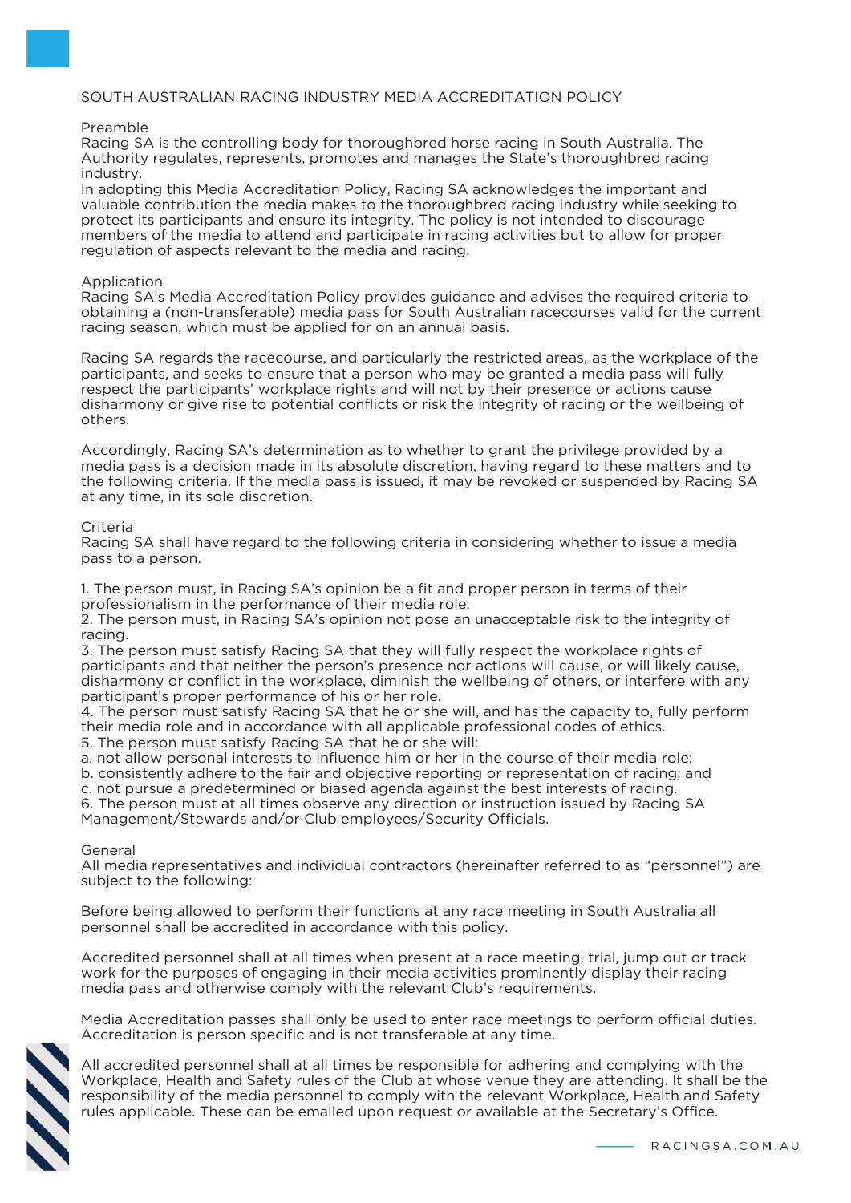# SOUTH AUSTRALIAN RACING INDUSTRY MEDIA ACCREDITATION POLICY

## Preamble

Racing SA is the controlling body for thoroughbred horse racing in South Australia. The Authority regulates, represents, promotes and manages the State's thoroughbred racing industry.

In adopting this Media Accreditation Policy, Racing SA acknowledges the important and valuable contribution the media makes to the thoroughbred racing industry while seeking to protect its participants and ensure its integrity. The policy is not intended to discourage members of the media to attend and participate in racing activities but to allow for proper regulation of aspects relevant to the media and racing.

## Application

Racing SA's Media Accreditation Policy provides guidance and advises the required criteria to obtaining a (non-transferable) media pass for South Australian racecourses valid for the current racing season, which must be applied for on an annual basis.

Racing SA regards the racecourse, and particularly the restricted areas, as the workplace of the participants, and seeks to ensure that a person who may be granted a media pass will fully respect the participants' workplace rights and will not by their presence or actions cause disharmony or give rise to potential conflicts or risk the integrity of racing or the wellbeing of others.

Accordingly, Racing SA's determination as to whether to grant the privilege provided by a media pass is a decision made in its absolute discretion, having regard to these matters and to the following criteria. If the media pass is issued, it may be revoked or suspended by Racing SA at any time, in its sole discretion.

## Criteria

Racing SA shall have regard to the following criteria in considering whether to issue a media pass to a person.

1. The person must, in Racing SA's opinion be a fit and proper person in terms of their professionalism in the performance of their media role.
2. The person must, in Racing SA's opinion not pose an unacceptable risk to the integrity of racing.
3. The person must satisfy Racing SA that they will fully respect the workplace rights of participants and that neither the person's presence nor actions will cause, or will likely cause, disharmony or conflict in the workplace, diminish the wellbeing of others, or interfere with any participant's proper performance of his or her role.
4. The person must satisfy Racing SA that he or she will, and has the capacity to, fully perform their media role and in accordance with all applicable professional codes of ethics.
5. The person must satisfy Racing SA that he or she will:
   a. not allow personal interests to influence him or her in the course of their media role;
   b. consistently adhere to the fair and objective reporting or representation of racing; and
   c. not pursue a predetermined or biased agenda against the best interests of racing.
6. The person must at all times observe any direction or instruction issued by Racing SA Management/Stewards and/or Club employees/Security Officials.

## General

All media representatives and individual contractors (hereinafter referred to as "personnel") are subject to the following:

Before being allowed to perform their functions at any race meeting in South Australia all personnel shall be accredited in accordance with this policy.

Accredited personnel shall at all times when present at a race meeting, trial, jump out or track work for the purposes of engaging in their media activities prominently display their racing media pass and otherwise comply with the relevant Club's requirements.

Media Accreditation passes shall only be used to enter race meetings to perform official duties. Accreditation is person specific and is not transferable at any time.

All accredited personnel shall at all times be responsible for adhering and complying with the Workplace, Health and Safety rules of the Club at whose venue they are attending. It shall be the responsibility of the media personnel to comply with the relevant Workplace, Health and Safety rules applicable. These can be emailed upon request or available at the Secretary's Office.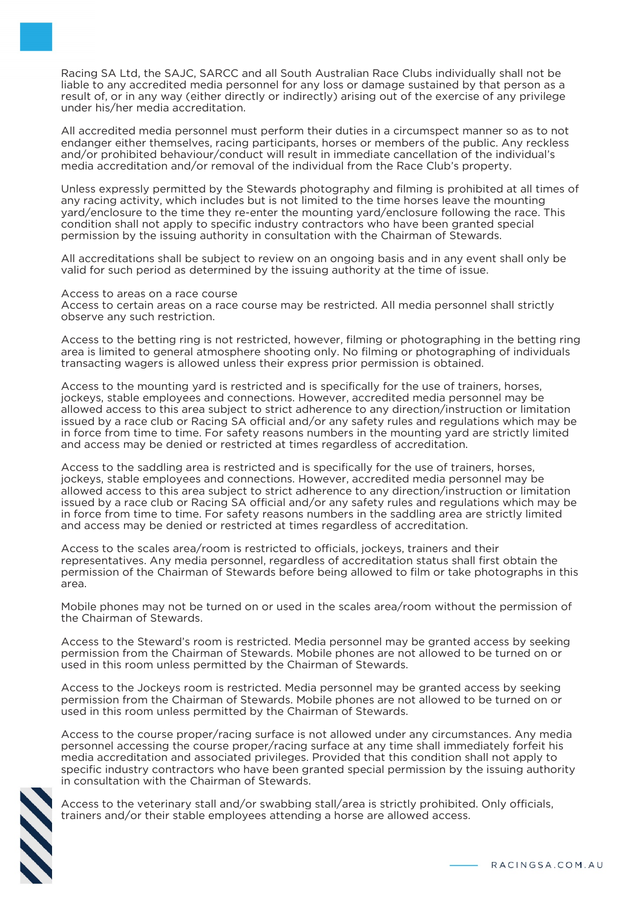Racing SA Ltd, the SAJC, SARCC and all South Australian Race Clubs individually shall not be liable to any accredited media personnel for any loss or damage sustained by that person as a result of, or in any way (either directly or indirectly) arising out of the exercise of any privilege under his/her media accreditation.

All accredited media personnel must perform their duties in a circumspect manner so as to not endanger either themselves, racing participants, horses or members of the public. Any reckless and/or prohibited behaviour/conduct will result in immediate cancellation of the individual's media accreditation and/or removal of the individual from the Race Club's property.

Unless expressly permitted by the Stewards photography and filming is prohibited at all times of any racing activity, which includes but is not limited to the time horses leave the mounting yard/enclosure to the time they re-enter the mounting yard/enclosure following the race. This condition shall not apply to specific industry contractors who have been granted special permission by the issuing authority in consultation with the Chairman of Stewards.

All accreditations shall be subject to review on an ongoing basis and in any event shall only be valid for such period as determined by the issuing authority at the time of issue.

Access to areas on a race course

Access to certain areas on a race course may be restricted. All media personnel shall strictly observe any such restriction.

Access to the betting ring is not restricted, however, filming or photographing in the betting ring area is limited to general atmosphere shooting only. No filming or photographing of individuals transacting wagers is allowed unless their express prior permission is obtained.

Access to the mounting yard is restricted and is specifically for the use of trainers, horses, jockeys, stable employees and connections. However, accredited media personnel may be allowed access to this area subject to strict adherence to any direction/instruction or limitation issued by a race club or Racing SA official and/or any safety rules and regulations which may be in force from time to time. For safety reasons numbers in the mounting yard are strictly limited and access may be denied or restricted at times regardless of accreditation.

Access to the saddling area is restricted and is specifically for the use of trainers, horses, jockeys, stable employees and connections. However, accredited media personnel may be allowed access to this area subject to strict adherence to any direction/instruction or limitation issued by a race club or Racing SA official and/or any safety rules and regulations which may be in force from time to time. For safety reasons numbers in the saddling area are strictly limited and access may be denied or restricted at times regardless of accreditation.

Access to the scales area/room is restricted to officials, jockeys, trainers and their representatives. Any media personnel, regardless of accreditation status shall first obtain the permission of the Chairman of Stewards before being allowed to film or take photographs in this area.

Mobile phones may not be turned on or used in the scales area/room without the permission of the Chairman of Stewards.

Access to the Steward's room is restricted. Media personnel may be granted access by seeking permission from the Chairman of Stewards. Mobile phones are not allowed to be turned on or used in this room unless permitted by the Chairman of Stewards.

Access to the Jockeys room is restricted. Media personnel may be granted access by seeking permission from the Chairman of Stewards. Mobile phones are not allowed to be turned on or used in this room unless permitted by the Chairman of Stewards.

Access to the course proper/racing surface is not allowed under any circumstances. Any media personnel accessing the course proper/racing surface at any time shall immediately forfeit his media accreditation and associated privileges. Provided that this condition shall not apply to specific industry contractors who have been granted special permission by the issuing authority in consultation with the Chairman of Stewards.

Access to the veterinary stall and/or swabbing stall/area is strictly prohibited. Only officials, trainers and/or their stable employees attending a horse are allowed access.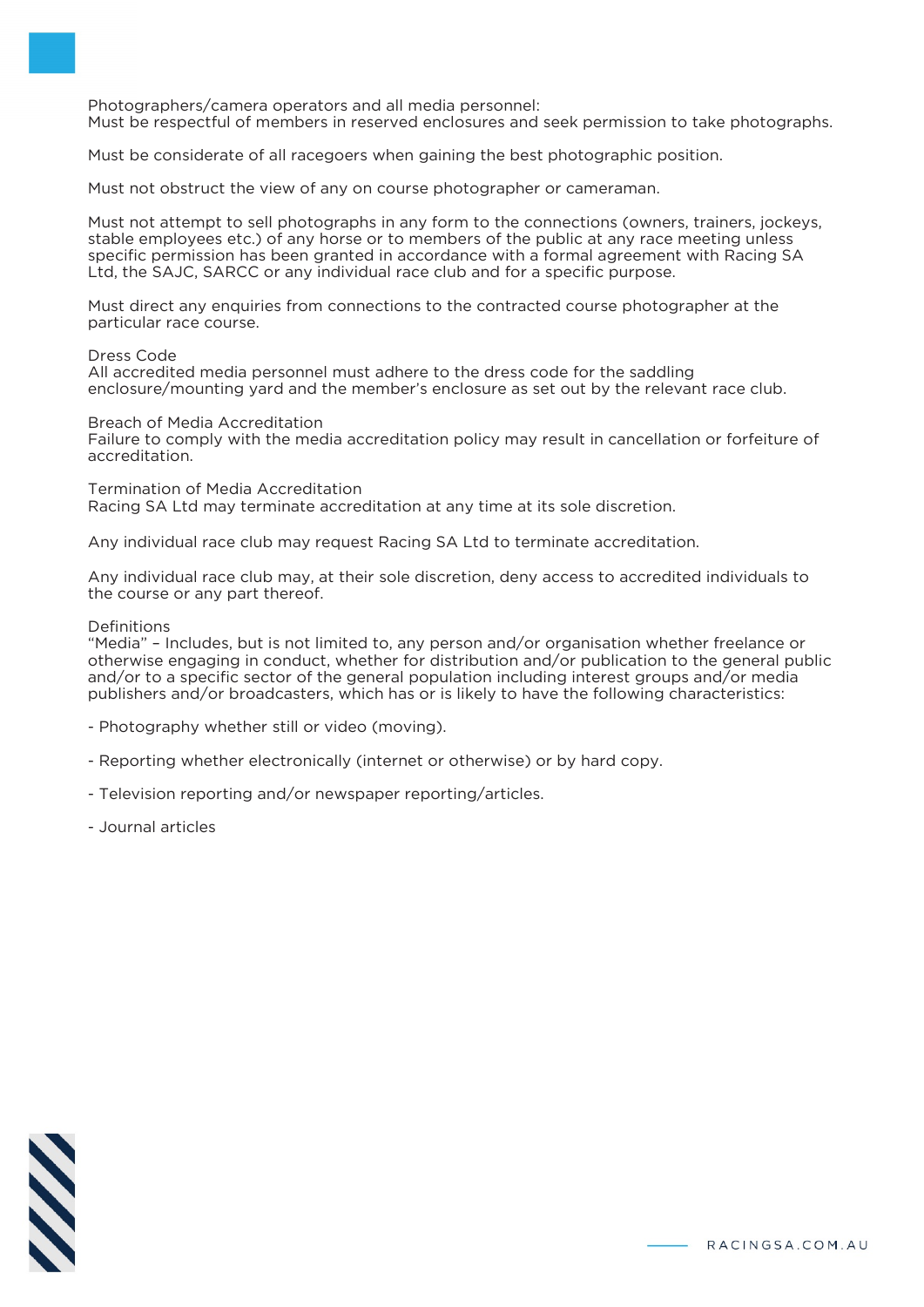Photographers/camera operators and all media personnel:
Must be respectful of members in reserved enclosures and seek permission to take photographs.

Must be considerate of all racegoers when gaining the best photographic position.

Must not obstruct the view of any on course photographer or cameraman.

Must not attempt to sell photographs in any form to the connections (owners, trainers, jockeys, stable employees etc.) of any horse or to members of the public at any race meeting unless specific permission has been granted in accordance with a formal agreement with Racing SA Ltd, the SAJC, SARCC or any individual race club and for a specific purpose.

Must direct any enquiries from connections to the contracted course photographer at the particular race course.

## Dress Code

All accredited media personnel must adhere to the dress code for the saddling enclosure/mounting yard and the member's enclosure as set out by the relevant race club.

## Breach of Media Accreditation

Failure to comply with the media accreditation policy may result in cancellation or forfeiture of accreditation.

## Termination of Media Accreditation

Racing SA Ltd may terminate accreditation at any time at its sole discretion.

Any individual race club may request Racing SA Ltd to terminate accreditation.

Any individual race club may, at their sole discretion, deny access to accredited individuals to the course or any part thereof.

## Definitions

"Media" – Includes, but is not limited to, any person and/or organisation whether freelance or otherwise engaging in conduct, whether for distribution and/or publication to the general public and/or to a specific sector of the general population including interest groups and/or media publishers and/or broadcasters, which has or is likely to have the following characteristics:

- Photography whether still or video (moving).

- Reporting whether electronically (internet or otherwise) or by hard copy.

- Television reporting and/or newspaper reporting/articles.

- Journal articles